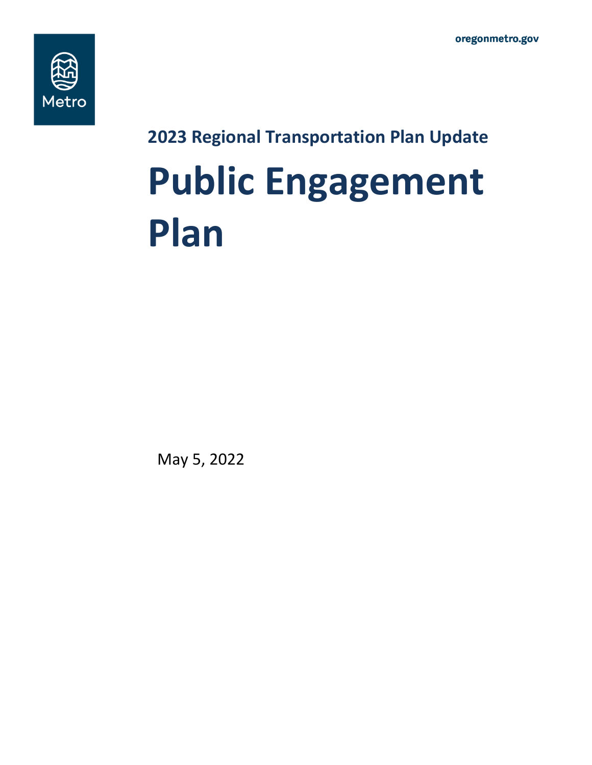Metro

oregonmetro.gov

## 2023 Regional Transportation Plan Update

# Public Engagement Plan

May 5, 2022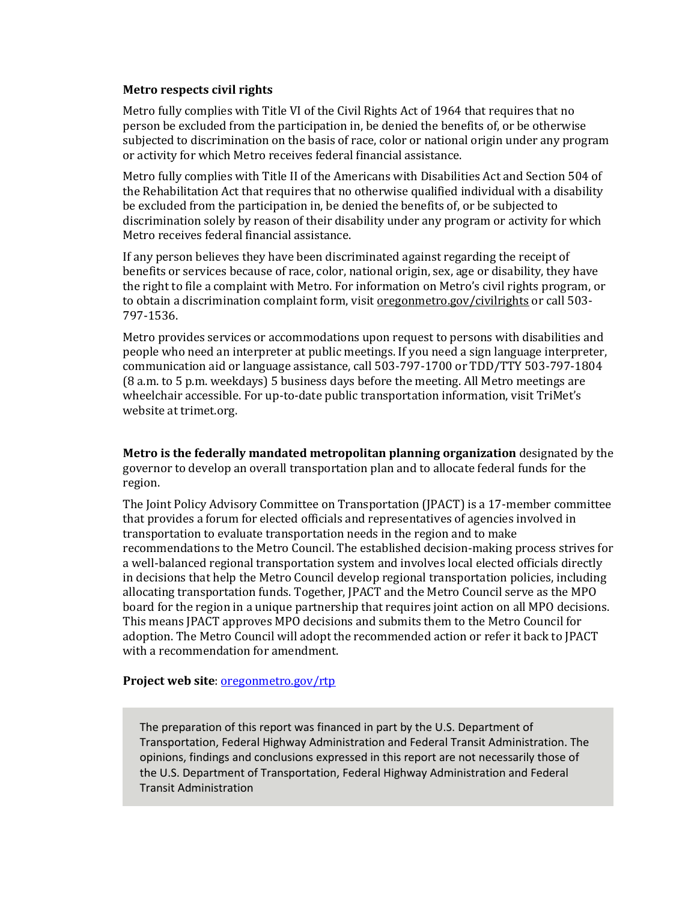**Metro respects civil rights**

Metro fully complies with Title VI of the Civil Rights Act of 1964 that requires that no person be excluded from the participation in, be denied the benefits of, or be otherwise subjected to discrimination on the basis of race, color or national origin under any program or activity for which Metro receives federal financial assistance.

Metro fully complies with Title II of the Americans with Disabilities Act and Section 504 of the Rehabilitation Act that requires that no otherwise qualified individual with a disability be excluded from the participation in, be denied the benefits of, or be subjected to discrimination solely by reason of their disability under any program or activity for which Metro receives federal financial assistance.

If any person believes they have been discriminated against regarding the receipt of benefits or services because of race, color, national origin, sex, age or disability, they have the right to file a complaint with Metro. For information on Metro's civil rights program, or to obtain a discrimination complaint form, visit oregonmetro.gov/civilrights or call 503-797-1536.

Metro provides services or accommodations upon request to persons with disabilities and people who need an interpreter at public meetings. If you need a sign language interpreter, communication aid or language assistance, call 503-797-1700 or TDD/TTY 503-797-1804 (8 a.m. to 5 p.m. weekdays) 5 business days before the meeting. All Metro meetings are wheelchair accessible. For up-to-date public transportation information, visit TriMet's website at trimet.org.

**Metro is the federally mandated metropolitan planning organization** designated by the governor to develop an overall transportation plan and to allocate federal funds for the region.

The Joint Policy Advisory Committee on Transportation (JPACT) is a 17-member committee that provides a forum for elected officials and representatives of agencies involved in transportation to evaluate transportation needs in the region and to make recommendations to the Metro Council. The established decision-making process strives for a well-balanced regional transportation system and involves local elected officials directly in decisions that help the Metro Council develop regional transportation policies, including allocating transportation funds. Together, JPACT and the Metro Council serve as the MPO board for the region in a unique partnership that requires joint action on all MPO decisions. This means JPACT approves MPO decisions and submits them to the Metro Council for adoption. The Metro Council will adopt the recommended action or refer it back to JPACT with a recommendation for amendment.

**Project web site**: oregonmetro.gov/rtp

The preparation of this report was financed in part by the U.S. Department of Transportation, Federal Highway Administration and Federal Transit Administration. The opinions, findings and conclusions expressed in this report are not necessarily those of the U.S. Department of Transportation, Federal Highway Administration and Federal Transit Administration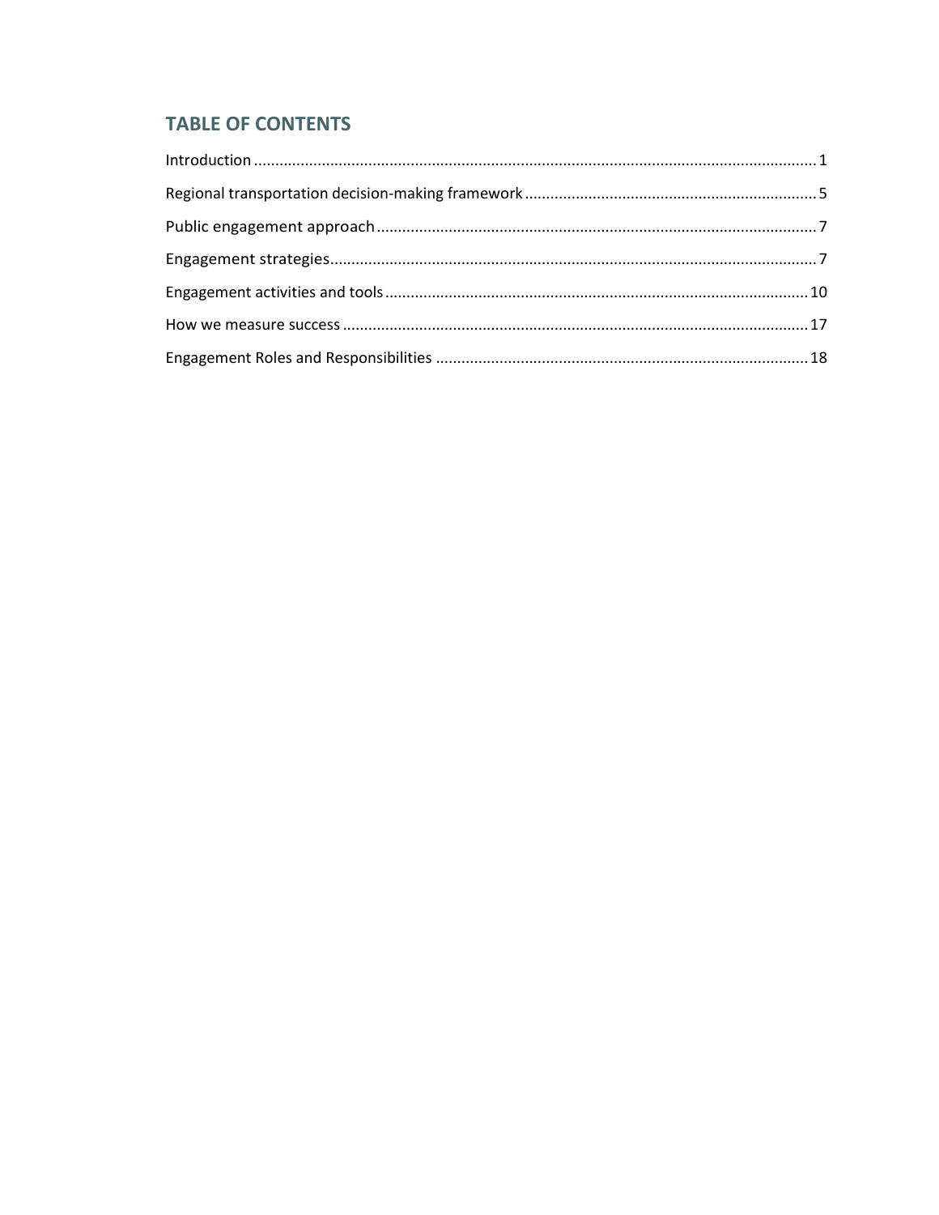## TABLE OF CONTENTS

Introduction ........................................................................................................................................ 1

Regional transportation decision-making framework ........................................................................ 5

Public engagement approach ............................................................................................................ 7

Engagement strategies ...................................................................................................................... 7

Engagement activities and tools ...................................................................................................... 10

How we measure success ................................................................................................................ 17

Engagement Roles and Responsibilities .......................................................................................... 18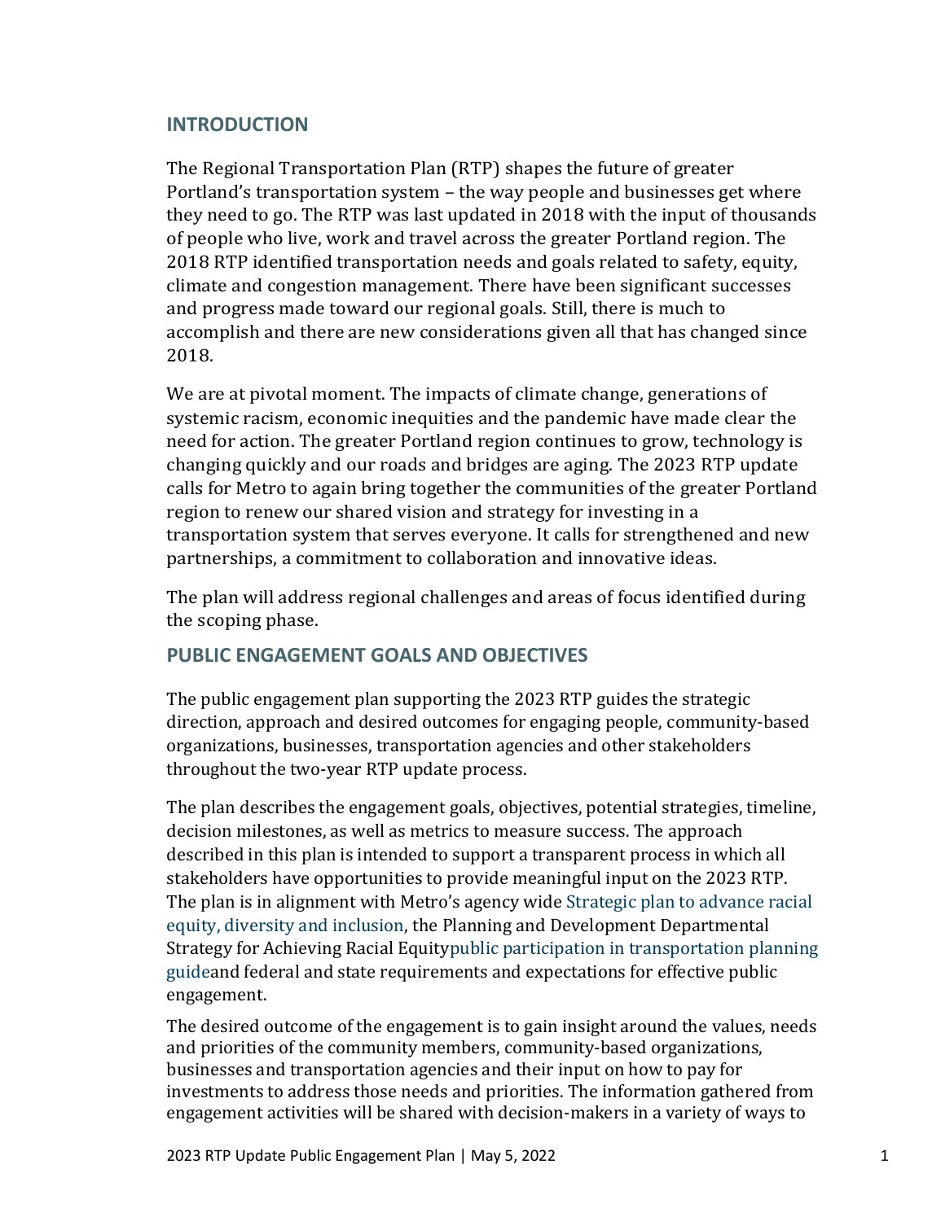## INTRODUCTION

The Regional Transportation Plan (RTP) shapes the future of greater Portland's transportation system – the way people and businesses get where they need to go. The RTP was last updated in 2018 with the input of thousands of people who live, work and travel across the greater Portland region. The 2018 RTP identified transportation needs and goals related to safety, equity, climate and congestion management. There have been significant successes and progress made toward our regional goals. Still, there is much to accomplish and there are new considerations given all that has changed since 2018.

We are at pivotal moment. The impacts of climate change, generations of systemic racism, economic inequities and the pandemic have made clear the need for action. The greater Portland region continues to grow, technology is changing quickly and our roads and bridges are aging. The 2023 RTP update calls for Metro to again bring together the communities of the greater Portland region to renew our shared vision and strategy for investing in a transportation system that serves everyone. It calls for strengthened and new partnerships, a commitment to collaboration and innovative ideas.

The plan will address regional challenges and areas of focus identified during the scoping phase.

## PUBLIC ENGAGEMENT GOALS AND OBJECTIVES

The public engagement plan supporting the 2023 RTP guides the strategic direction, approach and desired outcomes for engaging people, community-based organizations, businesses, transportation agencies and other stakeholders throughout the two-year RTP update process.

The plan describes the engagement goals, objectives, potential strategies, timeline, decision milestones, as well as metrics to measure success. The approach described in this plan is intended to support a transparent process in which all stakeholders have opportunities to provide meaningful input on the 2023 RTP. The plan is in alignment with Metro's agency wide Strategic plan to advance racial equity, diversity and inclusion, the Planning and Development Departmental Strategy for Achieving Racial Equitypublic participation in transportation planning guideand federal and state requirements and expectations for effective public engagement.

The desired outcome of the engagement is to gain insight around the values, needs and priorities of the community members, community-based organizations, businesses and transportation agencies and their input on how to pay for investments to address those needs and priorities. The information gathered from engagement activities will be shared with decision-makers in a variety of ways to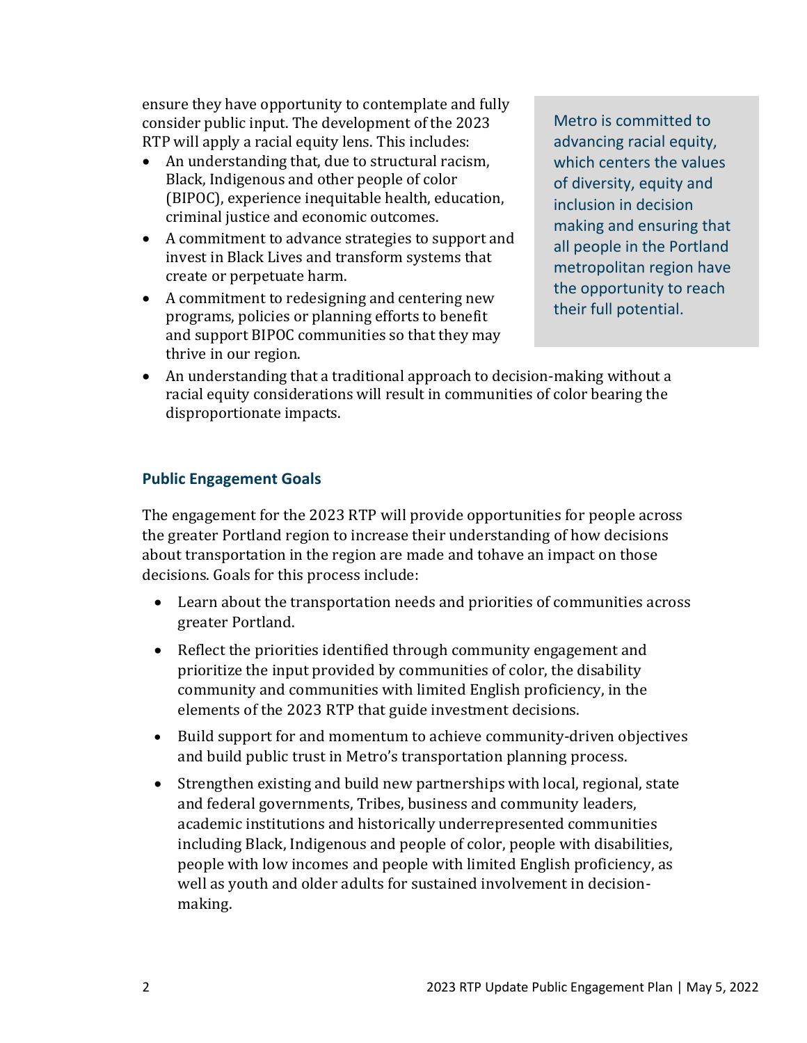ensure they have opportunity to contemplate and fully consider public input. The development of the 2023 RTP will apply a racial equity lens. This includes:

- An understanding that, due to structural racism, Black, Indigenous and other people of color (BIPOC), experience inequitable health, education, criminal justice and economic outcomes.
- A commitment to advance strategies to support and invest in Black Lives and transform systems that create or perpetuate harm.
- A commitment to redesigning and centering new programs, policies or planning efforts to benefit and support BIPOC communities so that they may thrive in our region.
- An understanding that a traditional approach to decision-making without a racial equity considerations will result in communities of color bearing the disproportionate impacts.

> Metro is committed to advancing racial equity, which centers the values of diversity, equity and inclusion in decision making and ensuring that all people in the Portland metropolitan region have the opportunity to reach their full potential.

### Public Engagement Goals

The engagement for the 2023 RTP will provide opportunities for people across the greater Portland region to increase their understanding of how decisions about transportation in the region are made and tohave an impact on those decisions. Goals for this process include:

- Learn about the transportation needs and priorities of communities across greater Portland.
- Reflect the priorities identified through community engagement and prioritize the input provided by communities of color, the disability community and communities with limited English proficiency, in the elements of the 2023 RTP that guide investment decisions.
- Build support for and momentum to achieve community-driven objectives and build public trust in Metro's transportation planning process.
- Strengthen existing and build new partnerships with local, regional, state and federal governments, Tribes, business and community leaders, academic institutions and historically underrepresented communities including Black, Indigenous and people of color, people with disabilities, people with low incomes and people with limited English proficiency, as well as youth and older adults for sustained involvement in decision-making.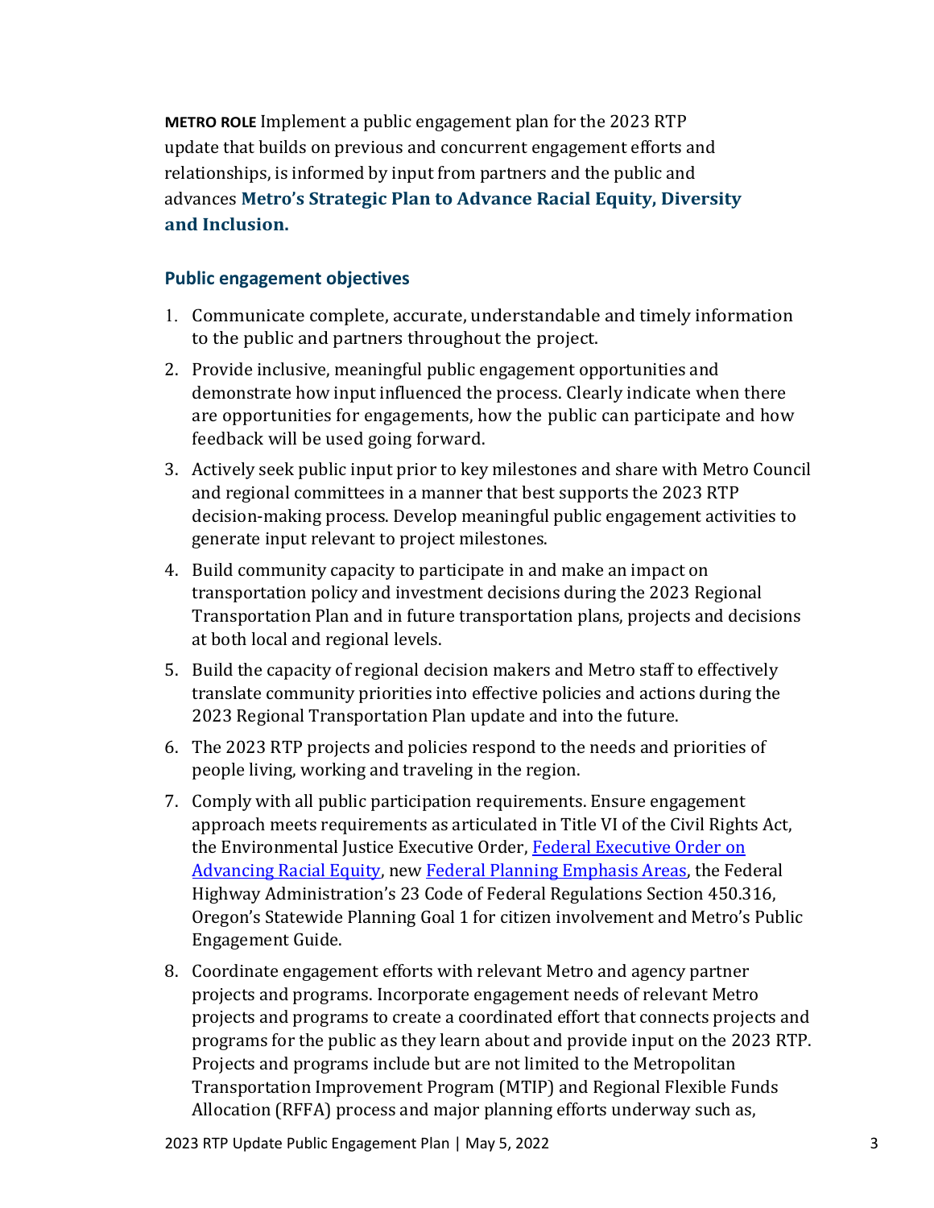**METRO ROLE** Implement a public engagement plan for the 2023 RTP update that builds on previous and concurrent engagement efforts and relationships, is informed by input from partners and the public and advances **Metro's Strategic Plan to Advance Racial Equity, Diversity and Inclusion.**

### Public engagement objectives

1. Communicate complete, accurate, understandable and timely information to the public and partners throughout the project.
2. Provide inclusive, meaningful public engagement opportunities and demonstrate how input influenced the process. Clearly indicate when there are opportunities for engagements, how the public can participate and how feedback will be used going forward.
3. Actively seek public input prior to key milestones and share with Metro Council and regional committees in a manner that best supports the 2023 RTP decision-making process. Develop meaningful public engagement activities to generate input relevant to project milestones.
4. Build community capacity to participate in and make an impact on transportation policy and investment decisions during the 2023 Regional Transportation Plan and in future transportation plans, projects and decisions at both local and regional levels.
5. Build the capacity of regional decision makers and Metro staff to effectively translate community priorities into effective policies and actions during the 2023 Regional Transportation Plan update and into the future.
6. The 2023 RTP projects and policies respond to the needs and priorities of people living, working and traveling in the region.
7. Comply with all public participation requirements. Ensure engagement approach meets requirements as articulated in Title VI of the Civil Rights Act, the Environmental Justice Executive Order, Federal Executive Order on Advancing Racial Equity, new Federal Planning Emphasis Areas, the Federal Highway Administration's 23 Code of Federal Regulations Section 450.316, Oregon's Statewide Planning Goal 1 for citizen involvement and Metro's Public Engagement Guide.
8. Coordinate engagement efforts with relevant Metro and agency partner projects and programs. Incorporate engagement needs of relevant Metro projects and programs to create a coordinated effort that connects projects and programs for the public as they learn about and provide input on the 2023 RTP. Projects and programs include but are not limited to the Metropolitan Transportation Improvement Program (MTIP) and Regional Flexible Funds Allocation (RFFA) process and major planning efforts underway such as,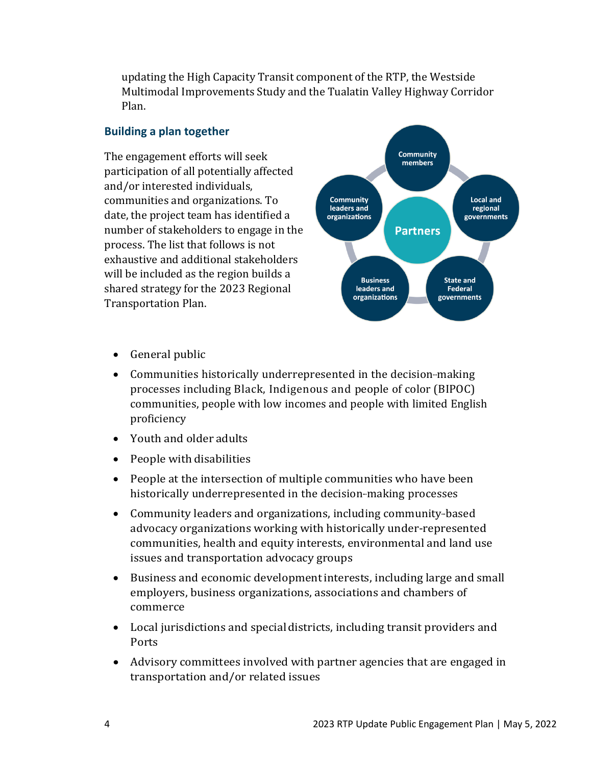updating the High Capacity Transit component of the RTP, the Westside Multimodal Improvements Study and the Tualatin Valley Highway Corridor Plan.

### Building a plan together

The engagement efforts will seek participation of all potentially affected and/or interested individuals, communities and organizations. To date, the project team has identified a number of stakeholders to engage in the process. The list that follows is not exhaustive and additional stakeholders will be included as the region builds a shared strategy for the 2023 Regional Transportation Plan.

Partners

Community members

Local and regional governments

State and Federal governments

Business leaders and organizations

Community leaders and organizations

- General public
- Communities historically underrepresented in the decision-making processes including Black, Indigenous and people of color (BIPOC) communities, people with low incomes and people with limited English proficiency
- Youth and older adults
- People with disabilities
- People at the intersection of multiple communities who have been historically underrepresented in the decision-making processes
- Community leaders and organizations, including community-based advocacy organizations working with historically under-represented communities, health and equity interests, environmental and land use issues and transportation advocacy groups
- Business and economic development interests, including large and small employers, business organizations, associations and chambers of commerce
- Local jurisdictions and special districts, including transit providers and Ports
- Advisory committees involved with partner agencies that are engaged in transportation and/or related issues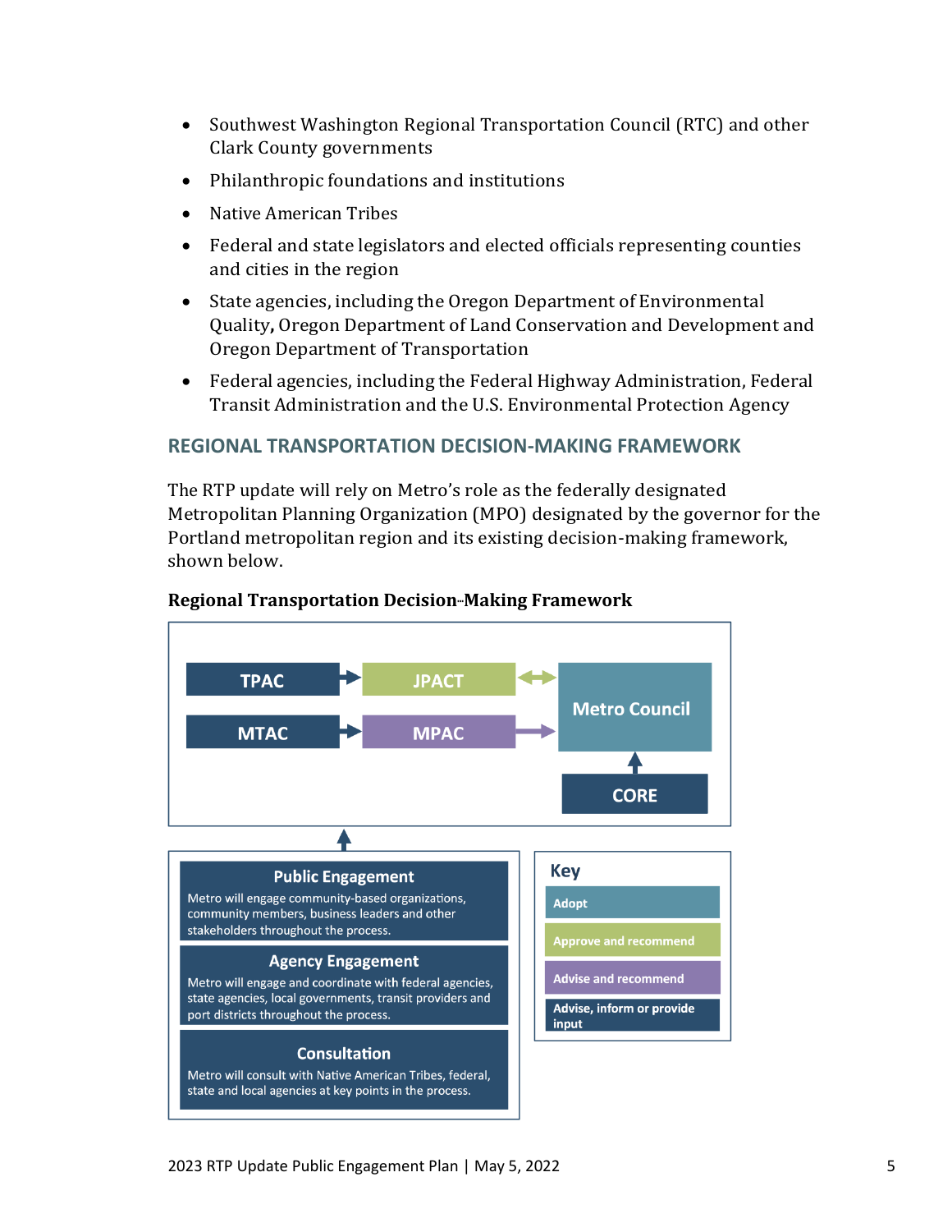- Southwest Washington Regional Transportation Council (RTC) and other Clark County governments
- Philanthropic foundations and institutions
- Native American Tribes
- Federal and state legislators and elected officials representing counties and cities in the region
- State agencies, including the Oregon Department of Environmental Quality, Oregon Department of Land Conservation and Development and Oregon Department of Transportation
- Federal agencies, including the Federal Highway Administration, Federal Transit Administration and the U.S. Environmental Protection Agency

## REGIONAL TRANSPORTATION DECISION-MAKING FRAMEWORK

The RTP update will rely on Metro's role as the federally designated Metropolitan Planning Organization (MPO) designated by the governor for the Portland metropolitan region and its existing decision-making framework, shown below.

**Regional Transportation Decision-Making Framework**

TPAC → JPACT ↔ Metro Council

MTAC → MPAC → Metro Council

CORE → Metro Council

**Public Engagement**
Metro will engage community-based organizations, community members, business leaders and other stakeholders throughout the process.

**Agency Engagement**
Metro will engage and coordinate with federal agencies, state agencies, local governments, transit providers and port districts throughout the process.

**Consultation**
Metro will consult with Native American Tribes, federal, state and local agencies at key points in the process.

**Key**
- Adopt
- Approve and recommend
- Advise and recommend
- Advise, inform or provide input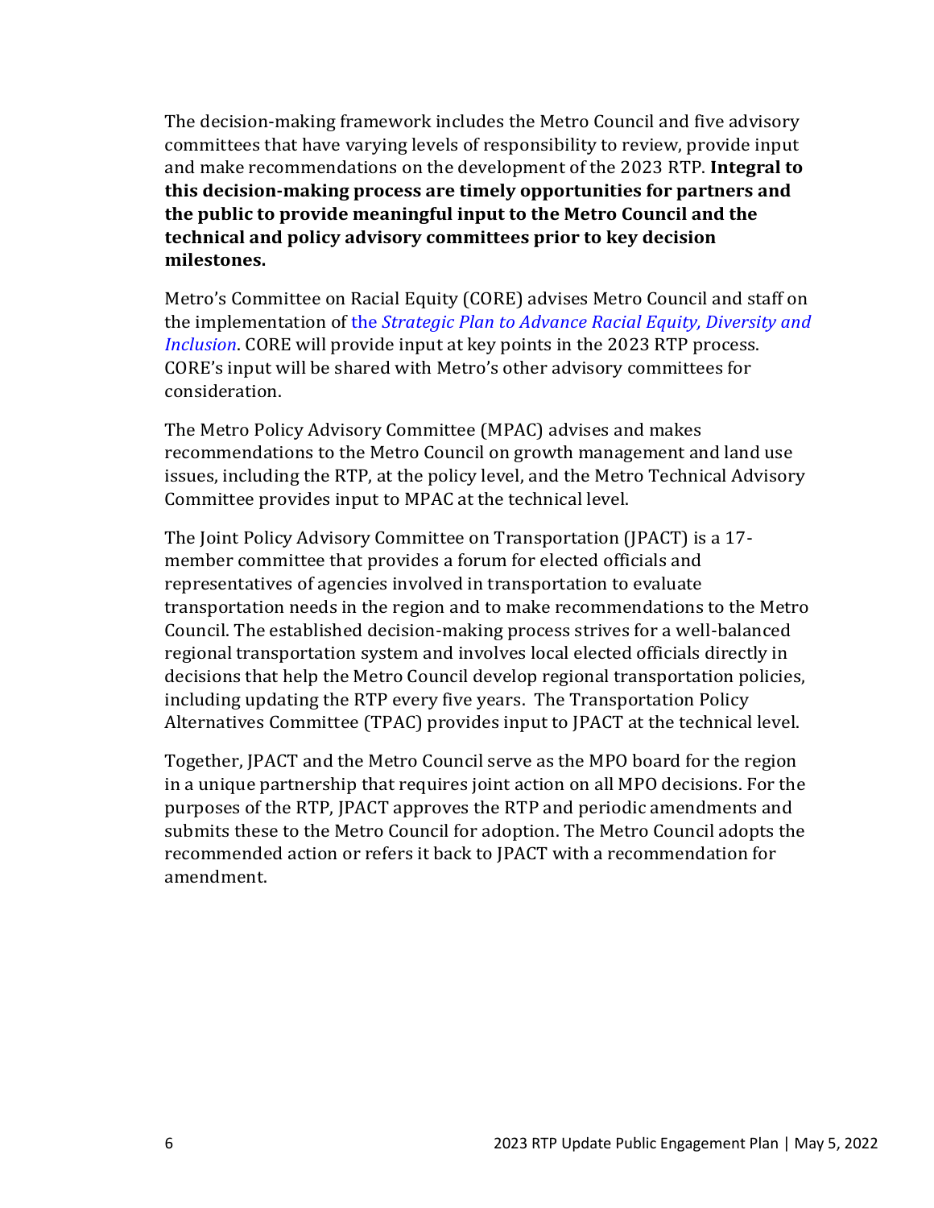The decision-making framework includes the Metro Council and five advisory committees that have varying levels of responsibility to review, provide input and make recommendations on the development of the 2023 RTP. **Integral to this decision-making process are timely opportunities for partners and the public to provide meaningful input to the Metro Council and the technical and policy advisory committees prior to key decision milestones.**

Metro's Committee on Racial Equity (CORE) advises Metro Council and staff on the implementation of the *Strategic Plan to Advance Racial Equity, Diversity and Inclusion*. CORE will provide input at key points in the 2023 RTP process. CORE's input will be shared with Metro's other advisory committees for consideration.

The Metro Policy Advisory Committee (MPAC) advises and makes recommendations to the Metro Council on growth management and land use issues, including the RTP, at the policy level, and the Metro Technical Advisory Committee provides input to MPAC at the technical level.

The Joint Policy Advisory Committee on Transportation (JPACT) is a 17-member committee that provides a forum for elected officials and representatives of agencies involved in transportation to evaluate transportation needs in the region and to make recommendations to the Metro Council. The established decision-making process strives for a well-balanced regional transportation system and involves local elected officials directly in decisions that help the Metro Council develop regional transportation policies, including updating the RTP every five years. The Transportation Policy Alternatives Committee (TPAC) provides input to JPACT at the technical level.

Together, JPACT and the Metro Council serve as the MPO board for the region in a unique partnership that requires joint action on all MPO decisions. For the purposes of the RTP, JPACT approves the RTP and periodic amendments and submits these to the Metro Council for adoption. The Metro Council adopts the recommended action or refers it back to JPACT with a recommendation for amendment.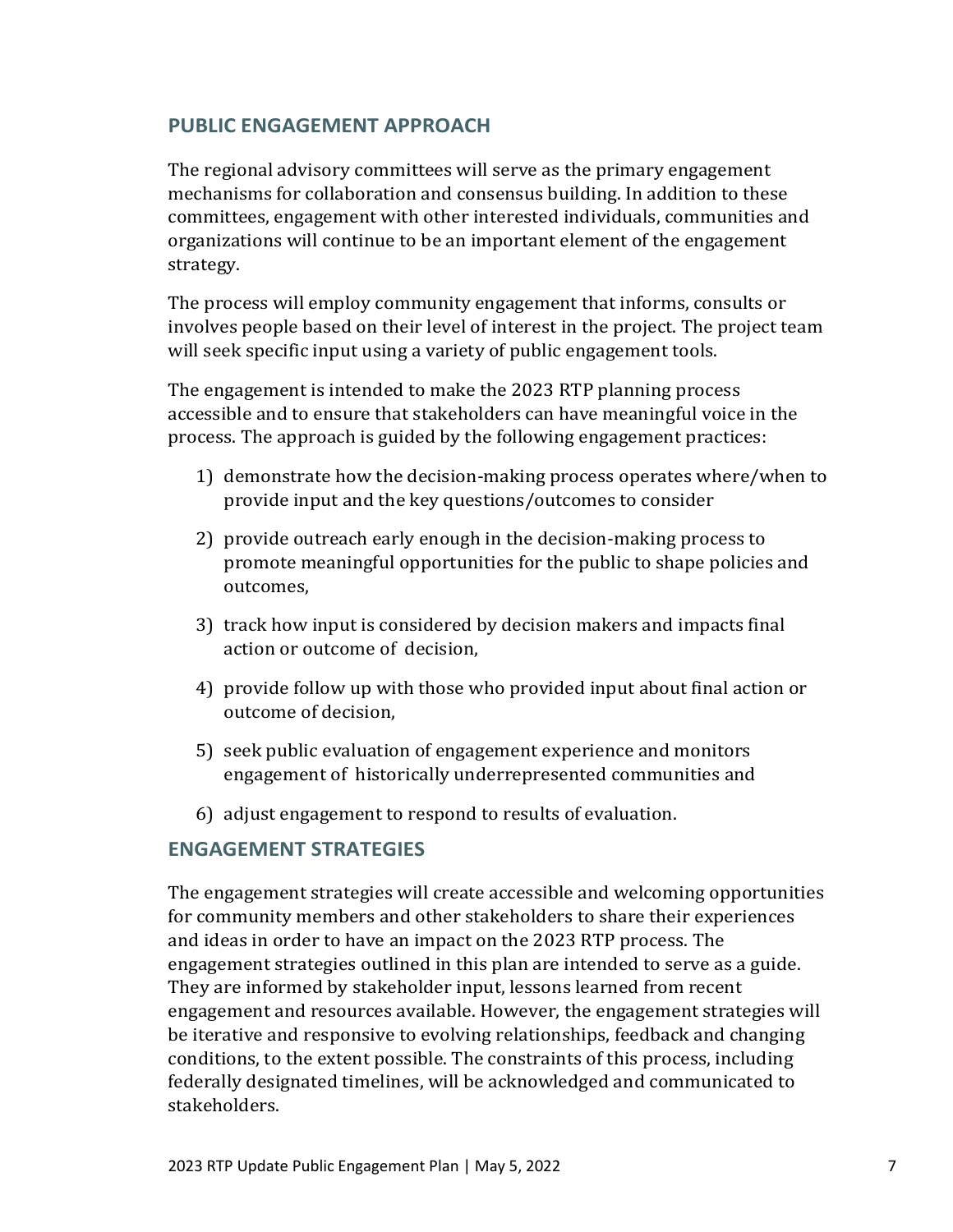## PUBLIC ENGAGEMENT APPROACH

The regional advisory committees will serve as the primary engagement mechanisms for collaboration and consensus building. In addition to these committees, engagement with other interested individuals, communities and organizations will continue to be an important element of the engagement strategy.

The process will employ community engagement that informs, consults or involves people based on their level of interest in the project. The project team will seek specific input using a variety of public engagement tools.

The engagement is intended to make the 2023 RTP planning process accessible and to ensure that stakeholders can have meaningful voice in the process. The approach is guided by the following engagement practices:

1) demonstrate how the decision-making process operates where/when to provide input and the key questions/outcomes to consider
2) provide outreach early enough in the decision-making process to promote meaningful opportunities for the public to shape policies and outcomes,
3) track how input is considered by decision makers and impacts final action or outcome of decision,
4) provide follow up with those who provided input about final action or outcome of decision,
5) seek public evaluation of engagement experience and monitors engagement of historically underrepresented communities and
6) adjust engagement to respond to results of evaluation.

## ENGAGEMENT STRATEGIES

The engagement strategies will create accessible and welcoming opportunities for community members and other stakeholders to share their experiences and ideas in order to have an impact on the 2023 RTP process. The engagement strategies outlined in this plan are intended to serve as a guide. They are informed by stakeholder input, lessons learned from recent engagement and resources available. However, the engagement strategies will be iterative and responsive to evolving relationships, feedback and changing conditions, to the extent possible. The constraints of this process, including federally designated timelines, will be acknowledged and communicated to stakeholders.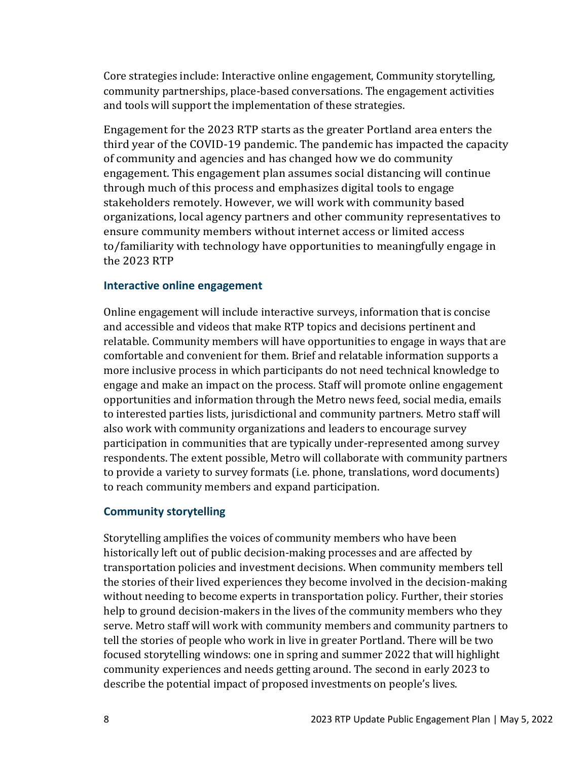Core strategies include: Interactive online engagement, Community storytelling, community partnerships, place-based conversations. The engagement activities and tools will support the implementation of these strategies.

Engagement for the 2023 RTP starts as the greater Portland area enters the third year of the COVID-19 pandemic. The pandemic has impacted the capacity of community and agencies and has changed how we do community engagement. This engagement plan assumes social distancing will continue through much of this process and emphasizes digital tools to engage stakeholders remotely. However, we will work with community based organizations, local agency partners and other community representatives to ensure community members without internet access or limited access to/familiarity with technology have opportunities to meaningfully engage in the 2023 RTP

### Interactive online engagement

Online engagement will include interactive surveys, information that is concise and accessible and videos that make RTP topics and decisions pertinent and relatable. Community members will have opportunities to engage in ways that are comfortable and convenient for them. Brief and relatable information supports a more inclusive process in which participants do not need technical knowledge to engage and make an impact on the process. Staff will promote online engagement opportunities and information through the Metro news feed, social media, emails to interested parties lists, jurisdictional and community partners. Metro staff will also work with community organizations and leaders to encourage survey participation in communities that are typically under-represented among survey respondents. The extent possible, Metro will collaborate with community partners to provide a variety to survey formats (i.e. phone, translations, word documents) to reach community members and expand participation.

### Community storytelling

Storytelling amplifies the voices of community members who have been historically left out of public decision-making processes and are affected by transportation policies and investment decisions. When community members tell the stories of their lived experiences they become involved in the decision-making without needing to become experts in transportation policy. Further, their stories help to ground decision-makers in the lives of the community members who they serve. Metro staff will work with community members and community partners to tell the stories of people who work in live in greater Portland. There will be two focused storytelling windows: one in spring and summer 2022 that will highlight community experiences and needs getting around. The second in early 2023 to describe the potential impact of proposed investments on people's lives.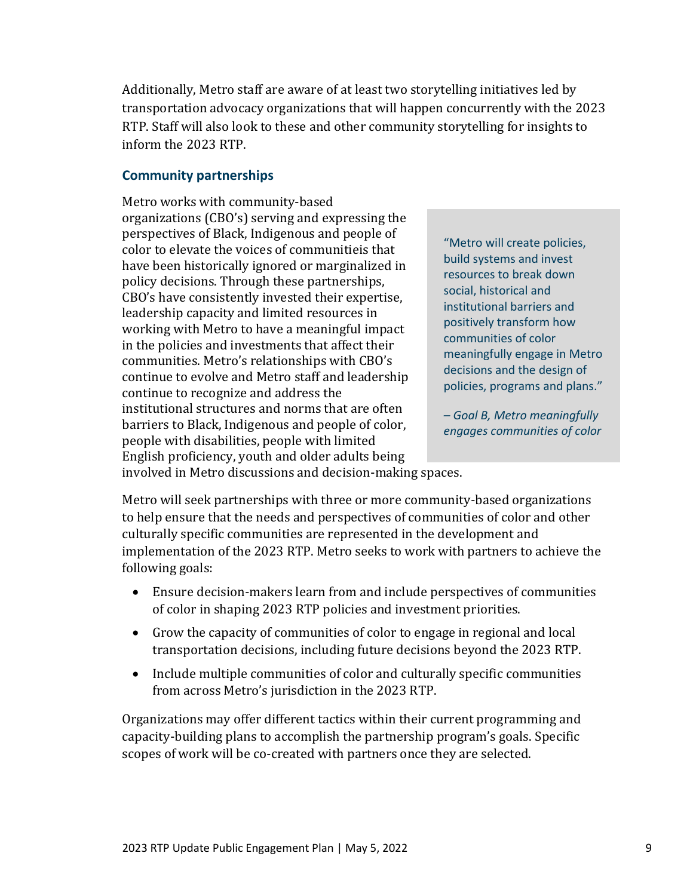Additionally, Metro staff are aware of at least two storytelling initiatives led by transportation advocacy organizations that will happen concurrently with the 2023 RTP. Staff will also look to these and other community storytelling for insights to inform the 2023 RTP.

### Community partnerships

Metro works with community-based organizations (CBO's) serving and expressing the perspectives of Black, Indigenous and people of color to elevate the voices of communitieis that have been historically ignored or marginalized in policy decisions. Through these partnerships, CBO's have consistently invested their expertise, leadership capacity and limited resources in working with Metro to have a meaningful impact in the policies and investments that affect their communities. Metro's relationships with CBO's continue to evolve and Metro staff and leadership continue to recognize and address the institutional structures and norms that are often barriers to Black, Indigenous and people of color, people with disabilities, people with limited English proficiency, youth and older adults being involved in Metro discussions and decision-making spaces.

> "Metro will create policies, build systems and invest resources to break down social, historical and institutional barriers and positively transform how communities of color meaningfully engage in Metro decisions and the design of policies, programs and plans."
>
> *– Goal B, Metro meaningfully engages communities of color*

Metro will seek partnerships with three or more community-based organizations to help ensure that the needs and perspectives of communities of color and other culturally specific communities are represented in the development and implementation of the 2023 RTP. Metro seeks to work with partners to achieve the following goals:

- Ensure decision-makers learn from and include perspectives of communities of color in shaping 2023 RTP policies and investment priorities.
- Grow the capacity of communities of color to engage in regional and local transportation decisions, including future decisions beyond the 2023 RTP.
- Include multiple communities of color and culturally specific communities from across Metro's jurisdiction in the 2023 RTP.

Organizations may offer different tactics within their current programming and capacity-building plans to accomplish the partnership program's goals. Specific scopes of work will be co-created with partners once they are selected.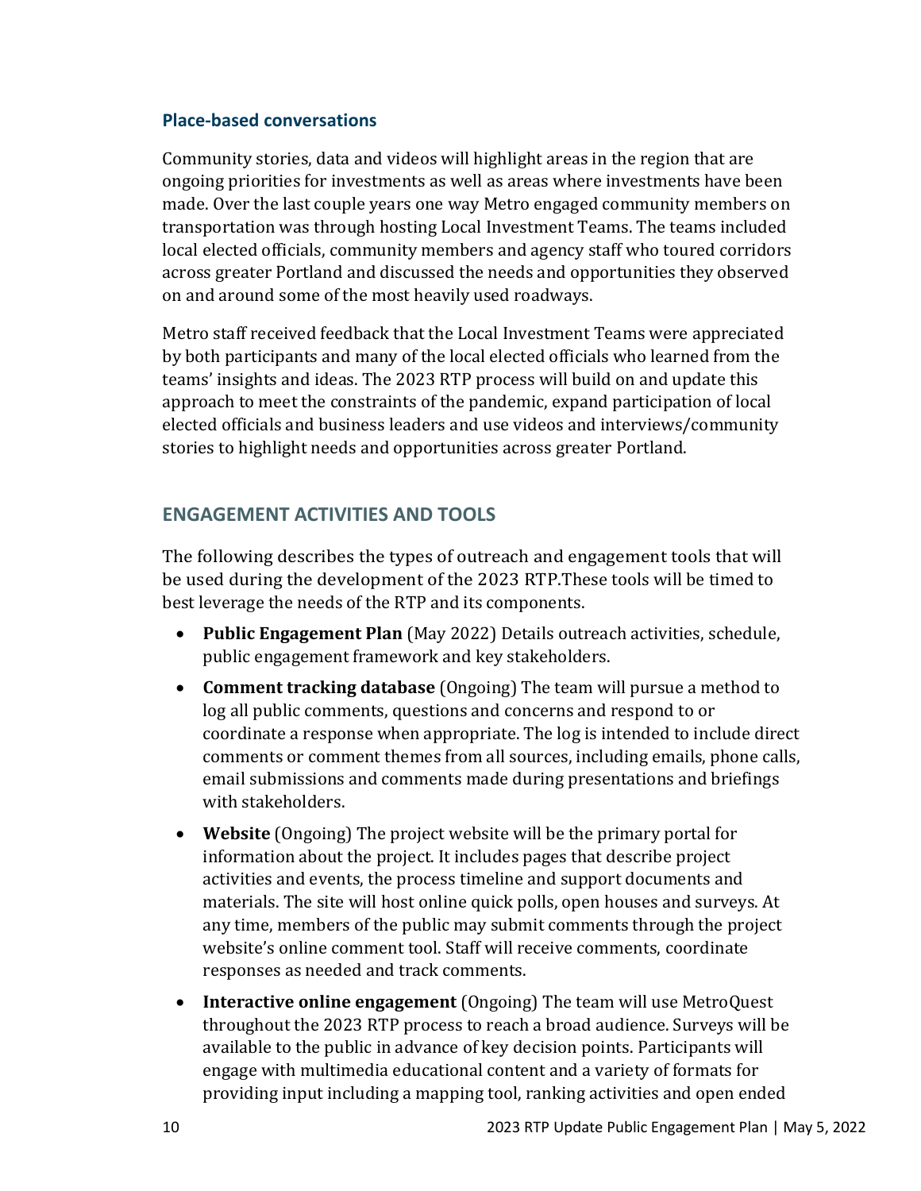### Place-based conversations

Community stories, data and videos will highlight areas in the region that are ongoing priorities for investments as well as areas where investments have been made. Over the last couple years one way Metro engaged community members on transportation was through hosting Local Investment Teams. The teams included local elected officials, community members and agency staff who toured corridors across greater Portland and discussed the needs and opportunities they observed on and around some of the most heavily used roadways.

Metro staff received feedback that the Local Investment Teams were appreciated by both participants and many of the local elected officials who learned from the teams' insights and ideas. The 2023 RTP process will build on and update this approach to meet the constraints of the pandemic, expand participation of local elected officials and business leaders and use videos and interviews/community stories to highlight needs and opportunities across greater Portland.

## ENGAGEMENT ACTIVITIES AND TOOLS

The following describes the types of outreach and engagement tools that will be used during the development of the 2023 RTP.These tools will be timed to best leverage the needs of the RTP and its components.

- **Public Engagement Plan** (May 2022) Details outreach activities, schedule, public engagement framework and key stakeholders.
- **Comment tracking database** (Ongoing) The team will pursue a method to log all public comments, questions and concerns and respond to or coordinate a response when appropriate. The log is intended to include direct comments or comment themes from all sources, including emails, phone calls, email submissions and comments made during presentations and briefings with stakeholders.
- **Website** (Ongoing) The project website will be the primary portal for information about the project. It includes pages that describe project activities and events, the process timeline and support documents and materials. The site will host online quick polls, open houses and surveys. At any time, members of the public may submit comments through the project website's online comment tool. Staff will receive comments, coordinate responses as needed and track comments.
- **Interactive online engagement** (Ongoing) The team will use MetroQuest throughout the 2023 RTP process to reach a broad audience. Surveys will be available to the public in advance of key decision points. Participants will engage with multimedia educational content and a variety of formats for providing input including a mapping tool, ranking activities and open ended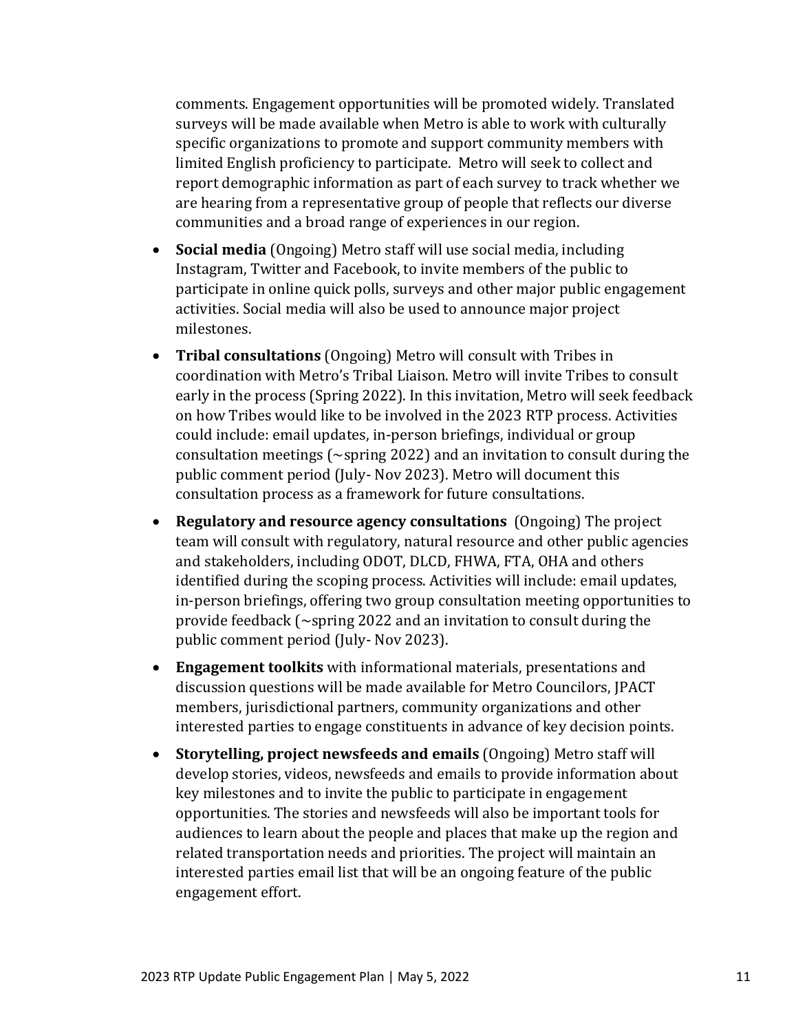comments. Engagement opportunities will be promoted widely. Translated surveys will be made available when Metro is able to work with culturally specific organizations to promote and support community members with limited English proficiency to participate. Metro will seek to collect and report demographic information as part of each survey to track whether we are hearing from a representative group of people that reflects our diverse communities and a broad range of experiences in our region.

- **Social media** (Ongoing) Metro staff will use social media, including Instagram, Twitter and Facebook, to invite members of the public to participate in online quick polls, surveys and other major public engagement activities. Social media will also be used to announce major project milestones.
- **Tribal consultations** (Ongoing) Metro will consult with Tribes in coordination with Metro's Tribal Liaison. Metro will invite Tribes to consult early in the process (Spring 2022). In this invitation, Metro will seek feedback on how Tribes would like to be involved in the 2023 RTP process. Activities could include: email updates, in-person briefings, individual or group consultation meetings (~spring 2022) and an invitation to consult during the public comment period (July- Nov 2023). Metro will document this consultation process as a framework for future consultations.
- **Regulatory and resource agency consultations** (Ongoing) The project team will consult with regulatory, natural resource and other public agencies and stakeholders, including ODOT, DLCD, FHWA, FTA, OHA and others identified during the scoping process. Activities will include: email updates, in-person briefings, offering two group consultation meeting opportunities to provide feedback (~spring 2022 and an invitation to consult during the public comment period (July- Nov 2023).
- **Engagement toolkits** with informational materials, presentations and discussion questions will be made available for Metro Councilors, JPACT members, jurisdictional partners, community organizations and other interested parties to engage constituents in advance of key decision points.
- **Storytelling, project newsfeeds and emails** (Ongoing) Metro staff will develop stories, videos, newsfeeds and emails to provide information about key milestones and to invite the public to participate in engagement opportunities. The stories and newsfeeds will also be important tools for audiences to learn about the people and places that make up the region and related transportation needs and priorities. The project will maintain an interested parties email list that will be an ongoing feature of the public engagement effort.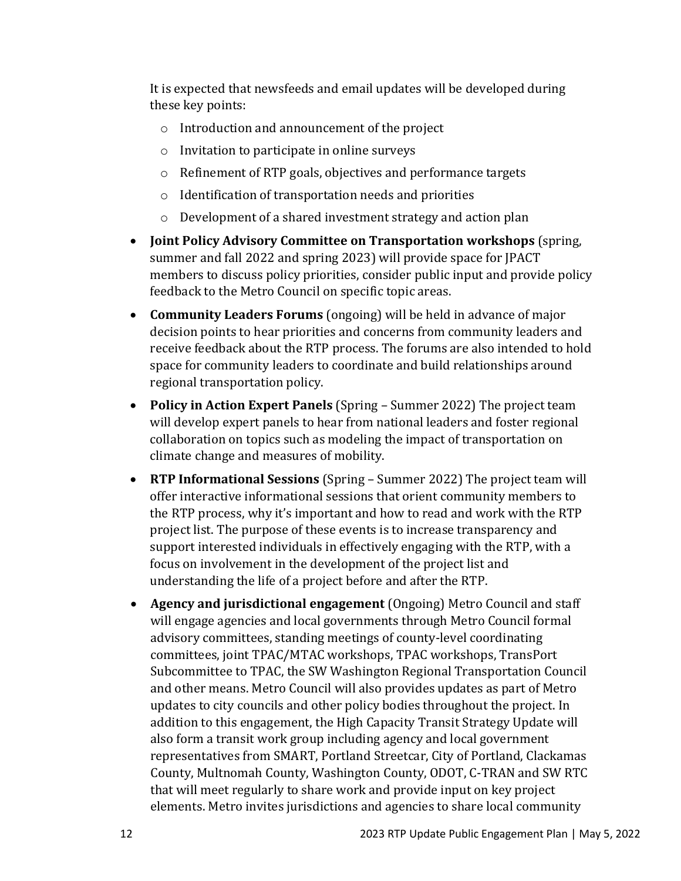It is expected that newsfeeds and email updates will be developed during these key points:

- Introduction and announcement of the project
- Invitation to participate in online surveys
- Refinement of RTP goals, objectives and performance targets
- Identification of transportation needs and priorities
- Development of a shared investment strategy and action plan

- **Joint Policy Advisory Committee on Transportation workshops** (spring, summer and fall 2022 and spring 2023) will provide space for JPACT members to discuss policy priorities, consider public input and provide policy feedback to the Metro Council on specific topic areas.
- **Community Leaders Forums** (ongoing) will be held in advance of major decision points to hear priorities and concerns from community leaders and receive feedback about the RTP process. The forums are also intended to hold space for community leaders to coordinate and build relationships around regional transportation policy.
- **Policy in Action Expert Panels** (Spring – Summer 2022) The project team will develop expert panels to hear from national leaders and foster regional collaboration on topics such as modeling the impact of transportation on climate change and measures of mobility.
- **RTP Informational Sessions** (Spring – Summer 2022) The project team will offer interactive informational sessions that orient community members to the RTP process, why it's important and how to read and work with the RTP project list. The purpose of these events is to increase transparency and support interested individuals in effectively engaging with the RTP, with a focus on involvement in the development of the project list and understanding the life of a project before and after the RTP.
- **Agency and jurisdictional engagement** (Ongoing) Metro Council and staff will engage agencies and local governments through Metro Council formal advisory committees, standing meetings of county-level coordinating committees, joint TPAC/MTAC workshops, TPAC workshops, TransPort Subcommittee to TPAC, the SW Washington Regional Transportation Council and other means. Metro Council will also provides updates as part of Metro updates to city councils and other policy bodies throughout the project. In addition to this engagement, the High Capacity Transit Strategy Update will also form a transit work group including agency and local government representatives from SMART, Portland Streetcar, City of Portland, Clackamas County, Multnomah County, Washington County, ODOT, C-TRAN and SW RTC that will meet regularly to share work and provide input on key project elements. Metro invites jurisdictions and agencies to share local community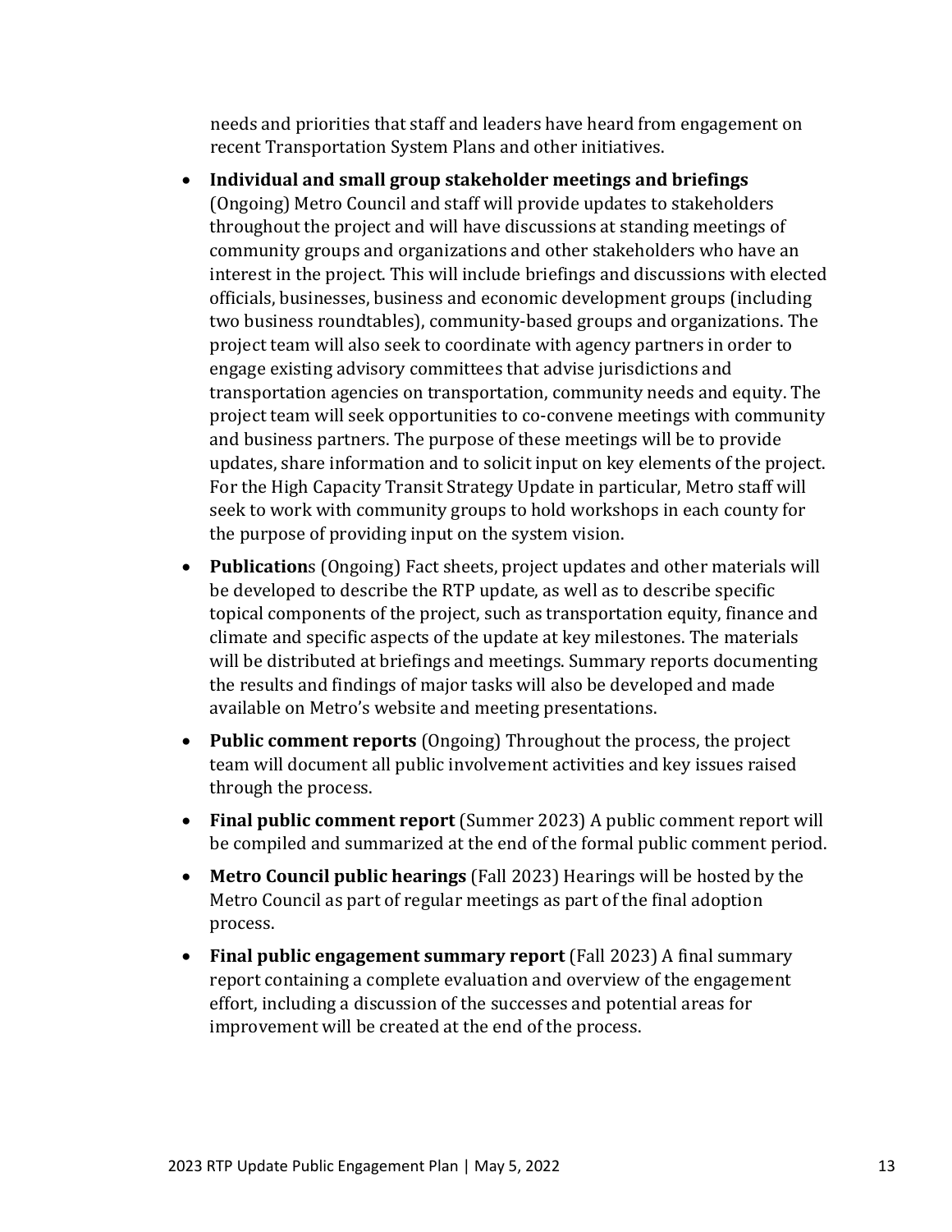needs and priorities that staff and leaders have heard from engagement on recent Transportation System Plans and other initiatives.

- **Individual and small group stakeholder meetings and briefings** (Ongoing) Metro Council and staff will provide updates to stakeholders throughout the project and will have discussions at standing meetings of community groups and organizations and other stakeholders who have an interest in the project. This will include briefings and discussions with elected officials, businesses, business and economic development groups (including two business roundtables), community-based groups and organizations. The project team will also seek to coordinate with agency partners in order to engage existing advisory committees that advise jurisdictions and transportation agencies on transportation, community needs and equity. The project team will seek opportunities to co-convene meetings with community and business partners. The purpose of these meetings will be to provide updates, share information and to solicit input on key elements of the project. For the High Capacity Transit Strategy Update in particular, Metro staff will seek to work with community groups to hold workshops in each county for the purpose of providing input on the system vision.
- **Publication**s (Ongoing) Fact sheets, project updates and other materials will be developed to describe the RTP update, as well as to describe specific topical components of the project, such as transportation equity, finance and climate and specific aspects of the update at key milestones. The materials will be distributed at briefings and meetings. Summary reports documenting the results and findings of major tasks will also be developed and made available on Metro's website and meeting presentations.
- **Public comment reports** (Ongoing) Throughout the process, the project team will document all public involvement activities and key issues raised through the process.
- **Final public comment report** (Summer 2023) A public comment report will be compiled and summarized at the end of the formal public comment period.
- **Metro Council public hearings** (Fall 2023) Hearings will be hosted by the Metro Council as part of regular meetings as part of the final adoption process.
- **Final public engagement summary report** (Fall 2023) A final summary report containing a complete evaluation and overview of the engagement effort, including a discussion of the successes and potential areas for improvement will be created at the end of the process.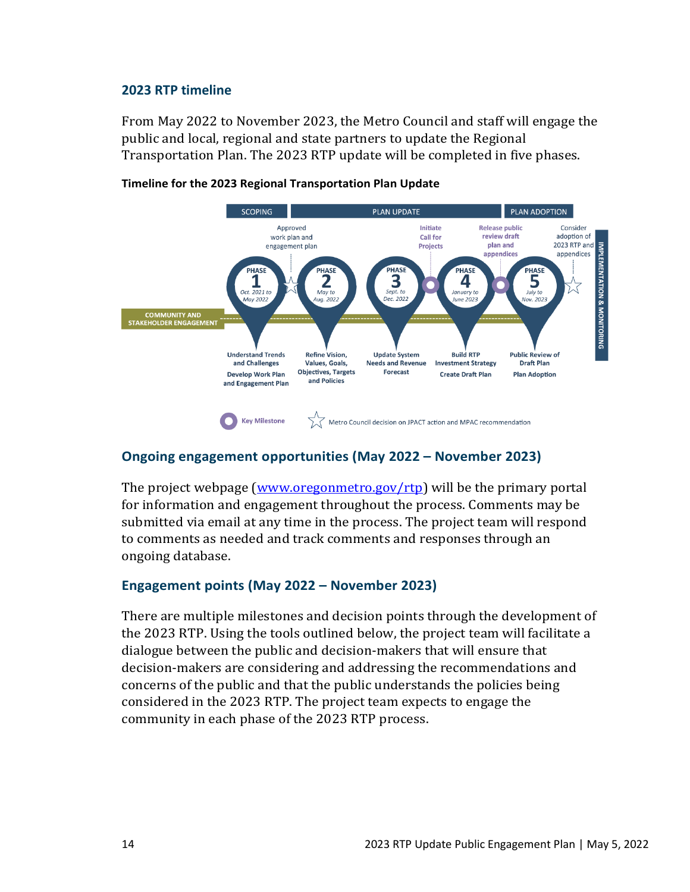## 2023 RTP timeline

From May 2022 to November 2023, the Metro Council and staff will engage the public and local, regional and state partners to update the Regional Transportation Plan. The 2023 RTP update will be completed in five phases.

**Timeline for the 2023 Regional Transportation Plan Update**

| | SCOPING | PLAN UPDATE | | | PLAN ADOPTION |
|---|---|---|---|---|---|
| Milestones | Approved work plan and engagement plan | | Initiate Call for Projects | Release public review draft plan and appendices | Consider adoption of 2023 RTP and appendices |
| Phase | PHASE 1 (Oct. 2021 to May 2022) | PHASE 2 (May to Aug. 2022) | PHASE 3 (Sept. to Dec. 2022) | PHASE 4 (January to June 2023) | PHASE 5 (July to Nov. 2023) |
| Activities | Understand Trends and Challenges; Develop Work Plan and Engagement Plan | Refine Vision, Values, Goals, Objectives, Targets and Policies | Update System Needs and Revenue Forecast | Build RTP Investment Strategy; Create Draft Plan | Public Review of Draft Plan; Plan Adoption |

COMMUNITY AND STAKEHOLDER ENGAGEMENT

IMPLEMENTATION & MONITORING

Key Milestone

Metro Council decision on JPACT action and MPAC recommendation

## Ongoing engagement opportunities (May 2022 – November 2023)

The project webpage ([www.oregonmetro.gov/rtp](http://www.oregonmetro.gov/rtp)) will be the primary portal for information and engagement throughout the process. Comments may be submitted via email at any time in the process. The project team will respond to comments as needed and track comments and responses through an ongoing database.

## Engagement points (May 2022 – November 2023)

There are multiple milestones and decision points through the development of the 2023 RTP. Using the tools outlined below, the project team will facilitate a dialogue between the public and decision-makers that will ensure that decision-makers are considering and addressing the recommendations and concerns of the public and that the public understands the policies being considered in the 2023 RTP. The project team expects to engage the community in each phase of the 2023 RTP process.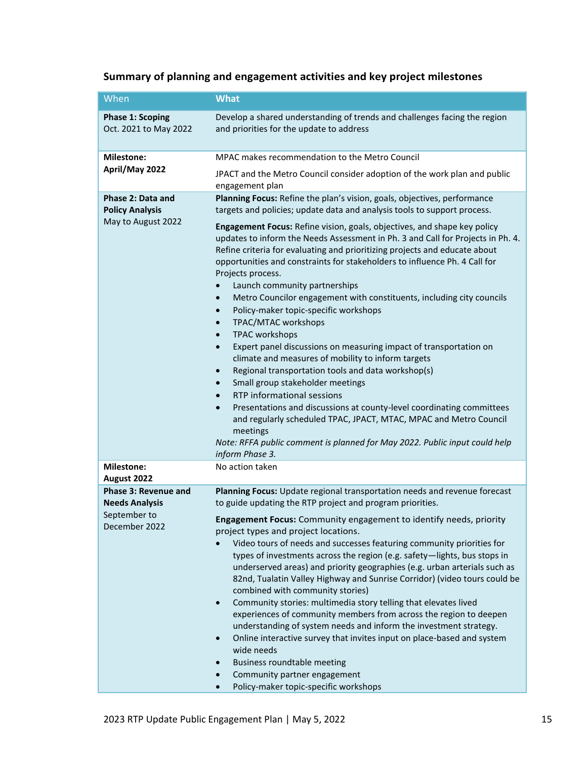## Summary of planning and engagement activities and key project milestones

| When | What |
|---|---|
| **Phase 1: Scoping** Oct. 2021 to May 2022 | Develop a shared understanding of trends and challenges facing the region and priorities for the update to address |
| **Milestone: April/May 2022** | MPAC makes recommendation to the Metro Council<br><br>JPACT and the Metro Council consider adoption of the work plan and public engagement plan |
| **Phase 2: Data and Policy Analysis** May to August 2022 | **Planning Focus:** Refine the plan's vision, goals, objectives, performance targets and policies; update data and analysis tools to support process.<br><br>**Engagement Focus:** Refine vision, goals, objectives, and shape key policy updates to inform the Needs Assessment in Ph. 3 and Call for Projects in Ph. 4. Refine criteria for evaluating and prioritizing projects and educate about opportunities and constraints for stakeholders to influence Ph. 4 Call for Projects process.<br>• Launch community partnerships<br>• Metro Councilor engagement with constituents, including city councils<br>• Policy-maker topic-specific workshops<br>• TPAC/MTAC workshops<br>• TPAC workshops<br>• Expert panel discussions on measuring impact of transportation on climate and measures of mobility to inform targets<br>• Regional transportation tools and data workshop(s)<br>• Small group stakeholder meetings<br>• RTP informational sessions<br>• Presentations and discussions at county-level coordinating committees and regularly scheduled TPAC, JPACT, MTAC, MPAC and Metro Council meetings<br>*Note: RFFA public comment is planned for May 2022. Public input could help inform Phase 3.* |
| **Milestone: August 2022** | No action taken |
| **Phase 3: Revenue and Needs Analysis** September to December 2022 | **Planning Focus:** Update regional transportation needs and revenue forecast to guide updating the RTP project and program priorities.<br><br>**Engagement Focus:** Community engagement to identify needs, priority project types and project locations.<br>• Video tours of needs and successes featuring community priorities for types of investments across the region (e.g. safety—lights, bus stops in underserved areas) and priority geographies (e.g. urban arterials such as 82nd, Tualatin Valley Highway and Sunrise Corridor) (video tours could be combined with community stories)<br>• Community stories: multimedia story telling that elevates lived experiences of community members from across the region to deepen understanding of system needs and inform the investment strategy.<br>• Online interactive survey that invites input on place-based and system wide needs<br>• Business roundtable meeting<br>• Community partner engagement<br>• Policy-maker topic-specific workshops |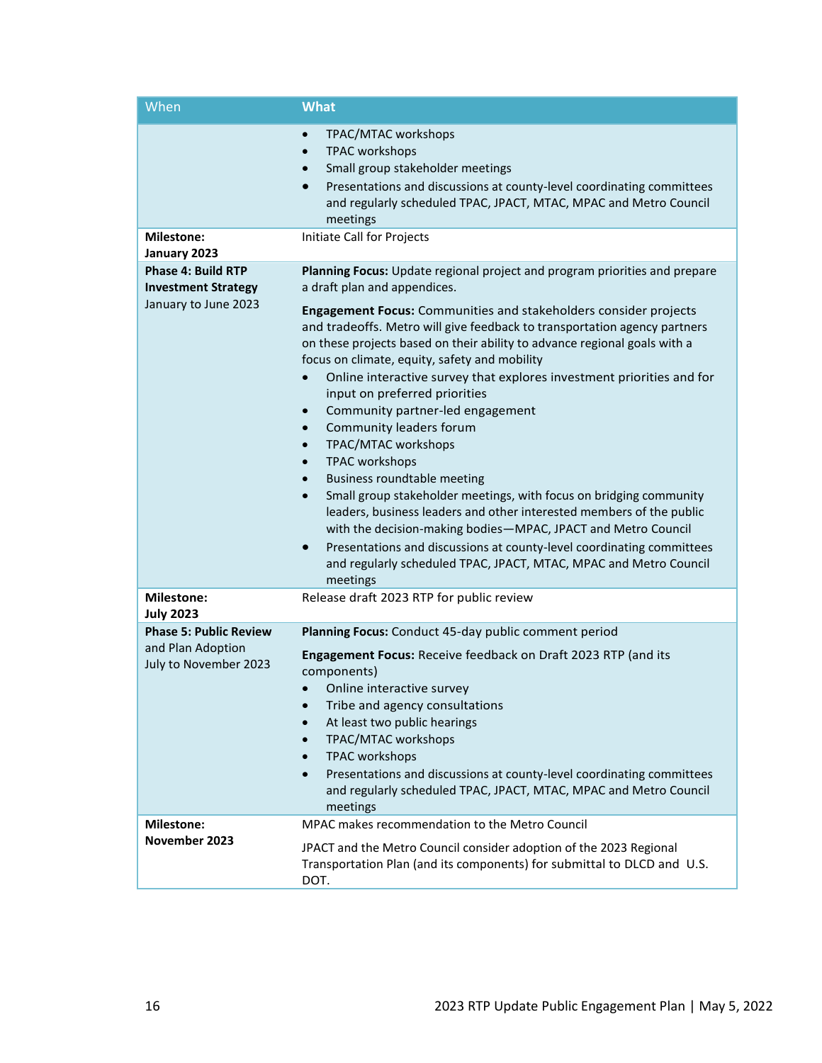| When | What |
|---|---|
| | • TPAC/MTAC workshops<br>• TPAC workshops<br>• Small group stakeholder meetings<br>• Presentations and discussions at county-level coordinating committees and regularly scheduled TPAC, JPACT, MTAC, MPAC and Metro Council meetings |
| **Milestone: January 2023** | Initiate Call for Projects |
| **Phase 4: Build RTP Investment Strategy** January to June 2023 | **Planning Focus:** Update regional project and program priorities and prepare a draft plan and appendices.<br><br>**Engagement Focus:** Communities and stakeholders consider projects and tradeoffs. Metro will give feedback to transportation agency partners on these projects based on their ability to advance regional goals with a focus on climate, equity, safety and mobility<br>• Online interactive survey that explores investment priorities and for input on preferred priorities<br>• Community partner-led engagement<br>• Community leaders forum<br>• TPAC/MTAC workshops<br>• TPAC workshops<br>• Business roundtable meeting<br>• Small group stakeholder meetings, with focus on bridging community leaders, business leaders and other interested members of the public with the decision-making bodies—MPAC, JPACT and Metro Council<br>• Presentations and discussions at county-level coordinating committees and regularly scheduled TPAC, JPACT, MTAC, MPAC and Metro Council meetings |
| **Milestone: July 2023** | Release draft 2023 RTP for public review |
| **Phase 5: Public Review** and Plan Adoption July to November 2023 | **Planning Focus:** Conduct 45-day public comment period<br><br>**Engagement Focus:** Receive feedback on Draft 2023 RTP (and its components)<br>• Online interactive survey<br>• Tribe and agency consultations<br>• At least two public hearings<br>• TPAC/MTAC workshops<br>• TPAC workshops<br>• Presentations and discussions at county-level coordinating committees and regularly scheduled TPAC, JPACT, MTAC, MPAC and Metro Council meetings |
| **Milestone: November 2023** | MPAC makes recommendation to the Metro Council<br><br>JPACT and the Metro Council consider adoption of the 2023 Regional Transportation Plan (and its components) for submittal to DLCD and U.S. DOT. |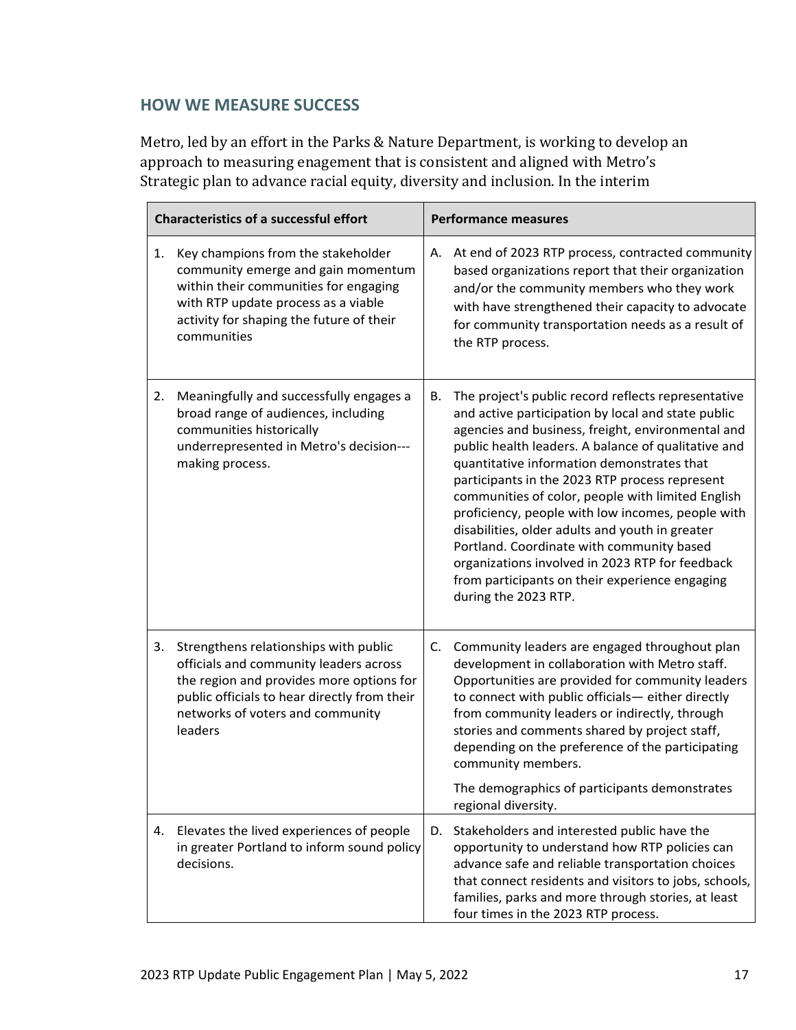## HOW WE MEASURE SUCCESS

Metro, led by an effort in the Parks & Nature Department, is working to develop an approach to measuring enagement that is consistent and aligned with Metro's Strategic plan to advance racial equity, diversity and inclusion. In the interim

| Characteristics of a successful effort | Performance measures |
|---|---|
| 1. Key champions from the stakeholder community emerge and gain momentum within their communities for engaging with RTP update process as a viable activity for shaping the future of their communities | A. At end of 2023 RTP process, contracted community based organizations report that their organization and/or the community members who they work with have strengthened their capacity to advocate for community transportation needs as a result of the RTP process. |
| 2. Meaningfully and successfully engages a broad range of audiences, including communities historically underrepresented in Metro's decision---making process. | B. The project's public record reflects representative and active participation by local and state public agencies and business, freight, environmental and public health leaders. A balance of qualitative and quantitative information demonstrates that participants in the 2023 RTP process represent communities of color, people with limited English proficiency, people with low incomes, people with disabilities, older adults and youth in greater Portland. Coordinate with community based organizations involved in 2023 RTP for feedback from participants on their experience engaging during the 2023 RTP. |
| 3. Strengthens relationships with public officials and community leaders across the region and provides more options for public officials to hear directly from their networks of voters and community leaders | C. Community leaders are engaged throughout plan development in collaboration with Metro staff. Opportunities are provided for community leaders to connect with public officials— either directly from community leaders or indirectly, through stories and comments shared by project staff, depending on the preference of the participating community members.<br><br>The demographics of participants demonstrates regional diversity. |
| 4. Elevates the lived experiences of people in greater Portland to inform sound policy decisions. | D. Stakeholders and interested public have the opportunity to understand how RTP policies can advance safe and reliable transportation choices that connect residents and visitors to jobs, schools, families, parks and more through stories, at least four times in the 2023 RTP process. |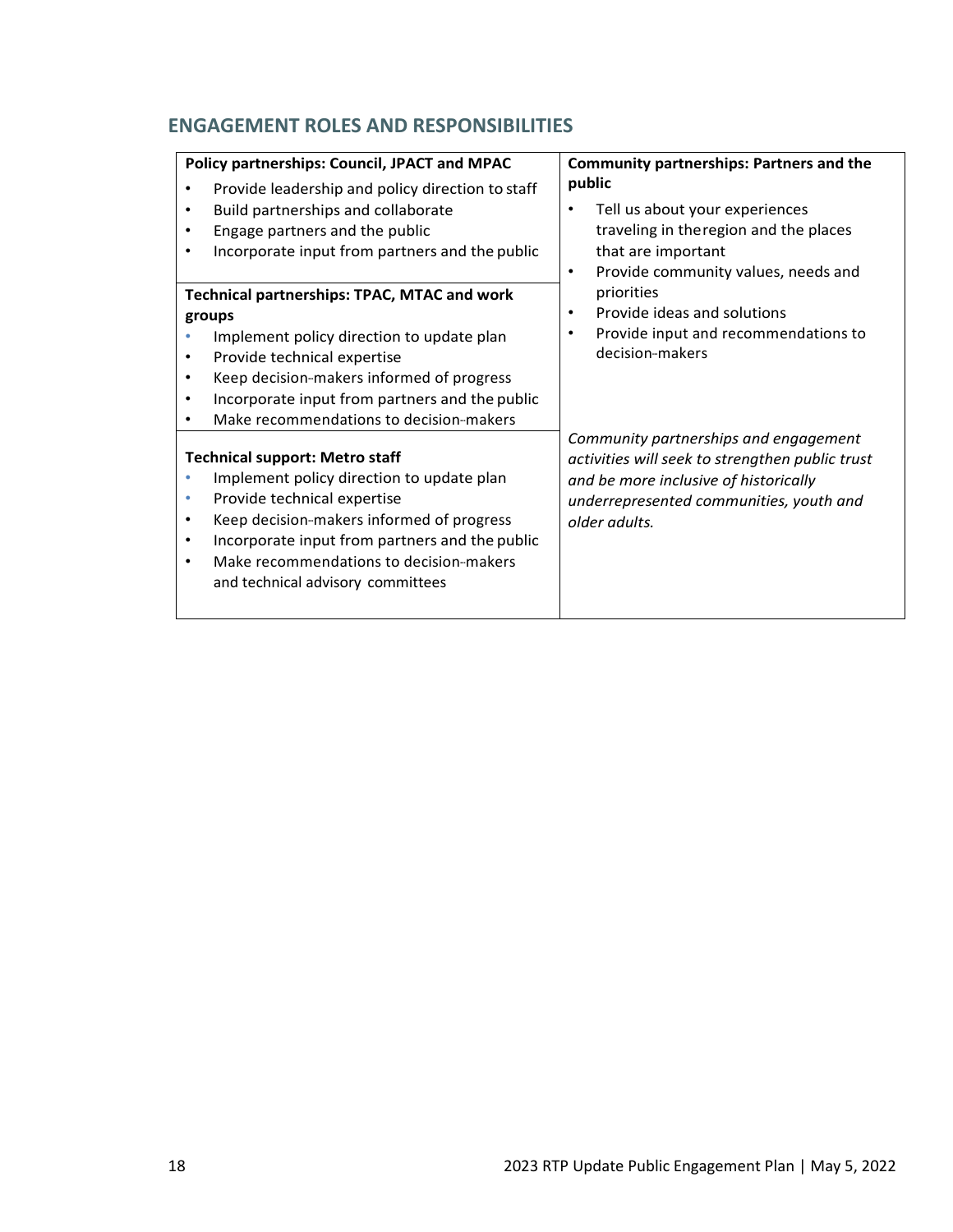## ENGAGEMENT ROLES AND RESPONSIBILITIES

| | |
|---|---|
| **Policy partnerships: Council, JPACT and MPAC**<br>• Provide leadership and policy direction to staff<br>• Build partnerships and collaborate<br>• Engage partners and the public<br>• Incorporate input from partners and the public | **Community partnerships: Partners and the public**<br>• Tell us about your experiences traveling in theregion and the places that are important<br>• Provide community values, needs and priorities<br>• Provide ideas and solutions<br>• Provide input and recommendations to decision-makers |
| **Technical partnerships: TPAC, MTAC and work groups**<br>• Implement policy direction to update plan<br>• Provide technical expertise<br>• Keep decision-makers informed of progress<br>• Incorporate input from partners and the public<br>• Make recommendations to decision-makers | |
| **Technical support: Metro staff**<br>• Implement policy direction to update plan<br>• Provide technical expertise<br>• Keep decision-makers informed of progress<br>• Incorporate input from partners and the public<br>• Make recommendations to decision-makers and technical advisory committees | *Community partnerships and engagement activities will seek to strengthen public trust and be more inclusive of historically underrepresented communities, youth and older adults.* |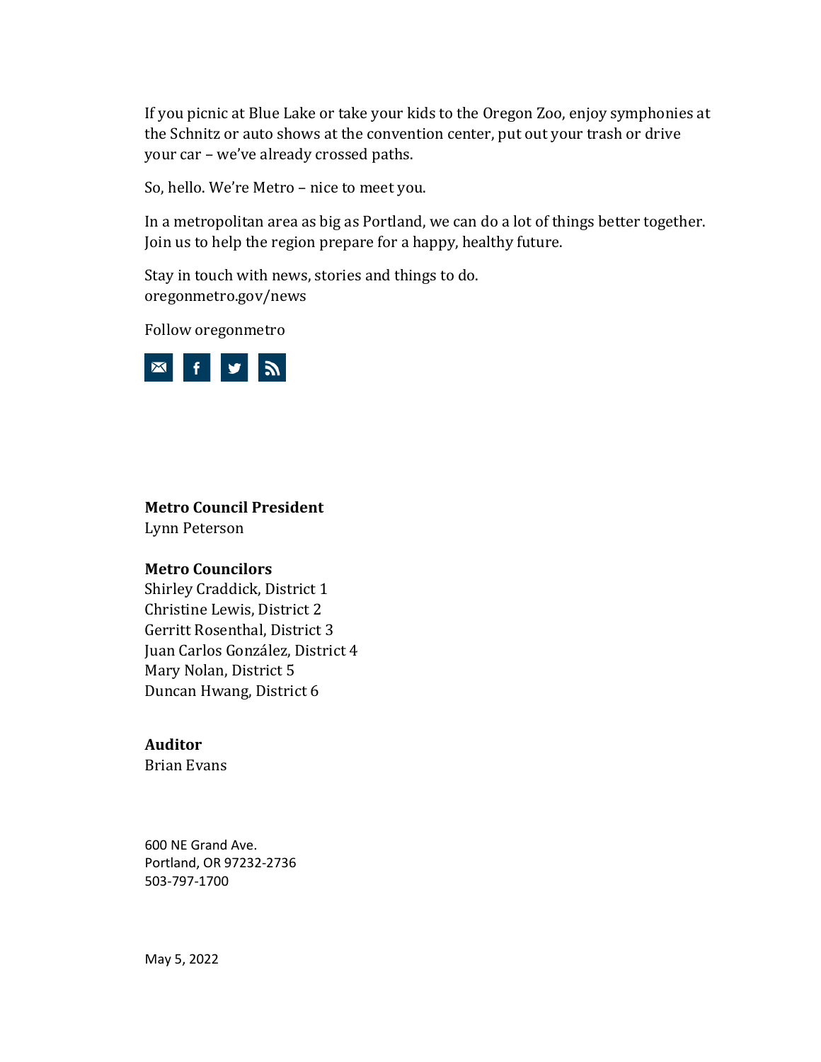If you picnic at Blue Lake or take your kids to the Oregon Zoo, enjoy symphonies at the Schnitz or auto shows at the convention center, put out your trash or drive your car – we've already crossed paths.

So, hello. We're Metro – nice to meet you.

In a metropolitan area as big as Portland, we can do a lot of things better together. Join us to help the region prepare for a happy, healthy future.

Stay in touch with news, stories and things to do.
oregonmetro.gov/news

Follow oregonmetro

**Metro Council President**
Lynn Peterson

**Metro Councilors**
Shirley Craddick, District 1
Christine Lewis, District 2
Gerritt Rosenthal, District 3
Juan Carlos González, District 4
Mary Nolan, District 5
Duncan Hwang, District 6

**Auditor**
Brian Evans

600 NE Grand Ave.
Portland, OR 97232-2736
503-797-1700

May 5, 2022